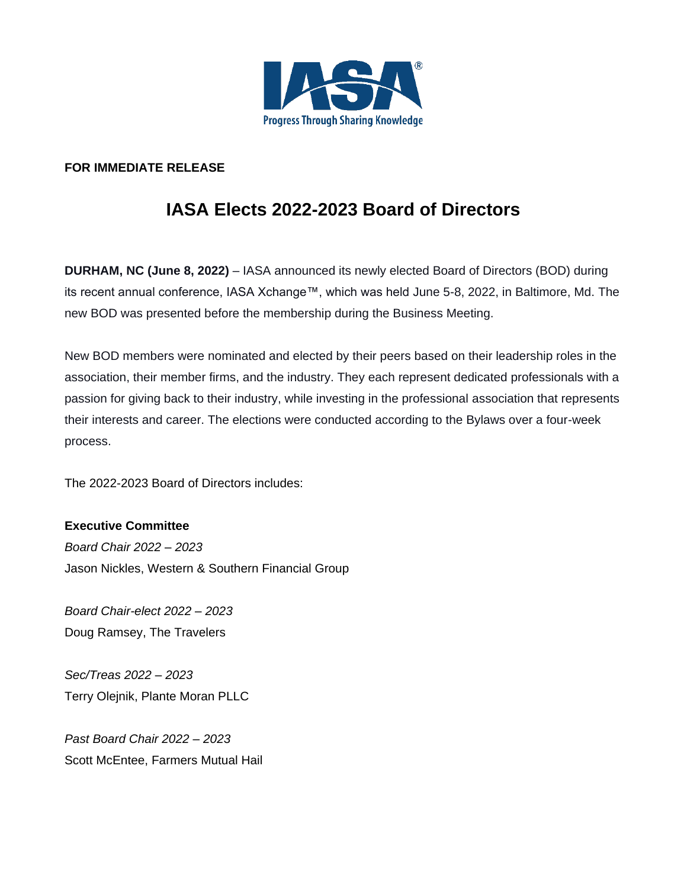**FOR IMMEDIATE RELEASE**

# IASA Elects 2022-2023 Board of Directors

**DURHAM, NC (June 8, 2022)** – IASA announced its newly elected Board of Directors (BOD) during its recent annual conference, IASA Xchange™, which was held June 5-8, 2022, in Baltimore, Md. The new BOD was presented before the membership during the Business Meeting.

New BOD members were nominated and elected by their peers based on their leadership roles in the association, their member firms, and the industry. They each represent dedicated professionals with a passion for giving back to their industry, while investing in the professional association that represents their interests and career. The elections were conducted according to the Bylaws over a four-week process.

The 2022-2023 Board of Directors includes:

**Executive Committee**

*Board Chair 2022 – 2023*
Jason Nickles, Western & Southern Financial Group

*Board Chair-elect 2022 – 2023*
Doug Ramsey, The Travelers

*Sec/Treas 2022 – 2023*
Terry Olejnik, Plante Moran PLLC

*Past Board Chair 2022 – 2023*
Scott McEntee, Farmers Mutual Hail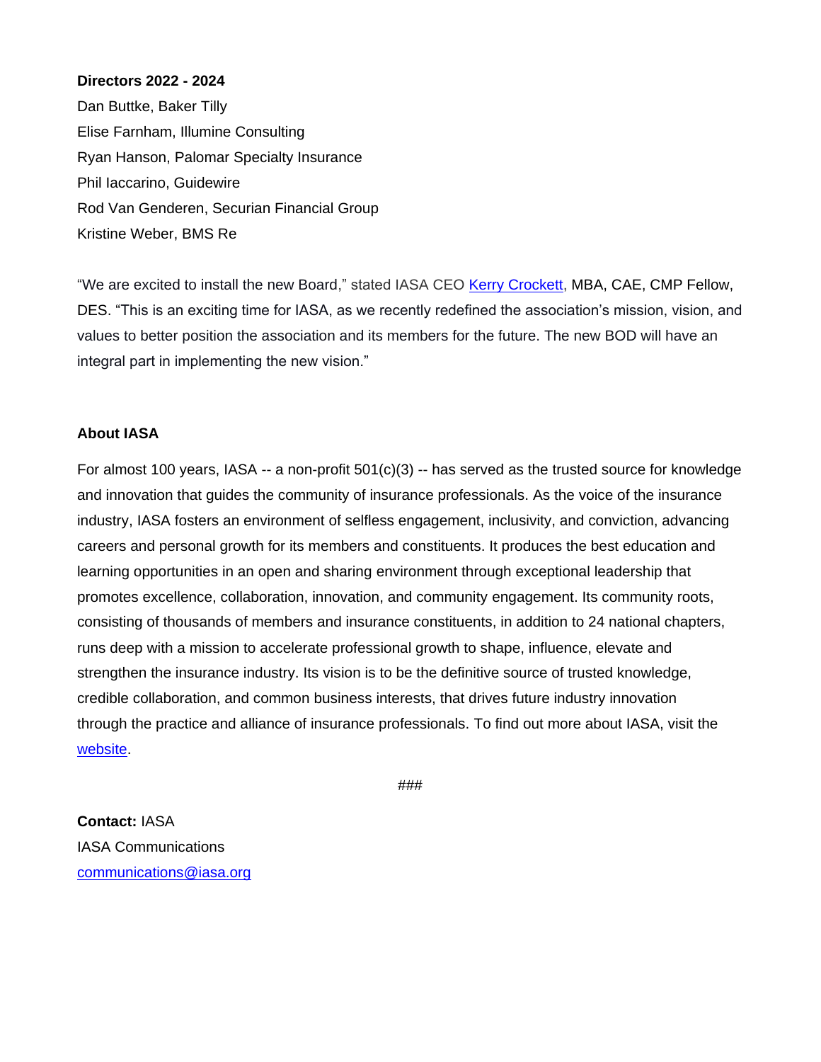**Directors 2022 - 2024**
Dan Buttke, Baker Tilly
Elise Farnham, Illumine Consulting
Ryan Hanson, Palomar Specialty Insurance
Phil Iaccarino, Guidewire
Rod Van Genderen, Securian Financial Group
Kristine Weber, BMS Re

"We are excited to install the new Board," stated IASA CEO Kerry Crockett, MBA, CAE, CMP Fellow, DES. "This is an exciting time for IASA, as we recently redefined the association's mission, vision, and values to better position the association and its members for the future. The new BOD will have an integral part in implementing the new vision."

**About IASA**

For almost 100 years, IASA -- a non-profit 501(c)(3) -- has served as the trusted source for knowledge and innovation that guides the community of insurance professionals. As the voice of the insurance industry, IASA fosters an environment of selfless engagement, inclusivity, and conviction, advancing careers and personal growth for its members and constituents. It produces the best education and learning opportunities in an open and sharing environment through exceptional leadership that promotes excellence, collaboration, innovation, and community engagement. Its community roots, consisting of thousands of members and insurance constituents, in addition to 24 national chapters, runs deep with a mission to accelerate professional growth to shape, influence, elevate and strengthen the insurance industry. Its vision is to be the definitive source of trusted knowledge, credible collaboration, and common business interests, that drives future industry innovation through the practice and alliance of insurance professionals. To find out more about IASA, visit the website.

###

**Contact:** IASA
IASA Communications
communications@iasa.org